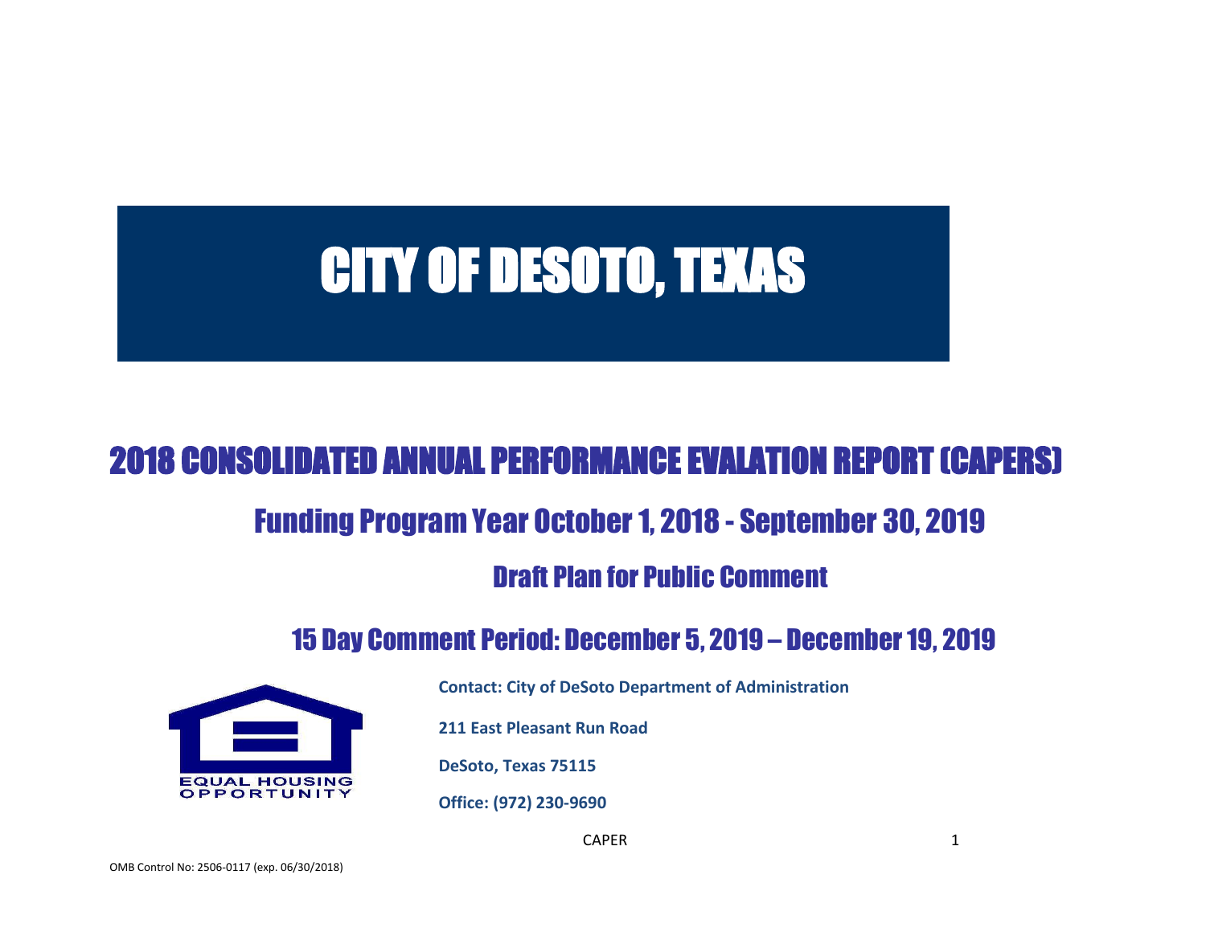# CITY OF DESOTO, TEXAS

## 2018 CONSOLIDATED ANNUAL PERFORMANCE EVALATION REPORT (CAPERS)

### Funding Program Year October 1, 2018 - September 30, 2019

### Draft Plan for Public Comment

### 15 Day Comment Period: December 5, 2019 – December 19, 2019

EQUAL HOUSING OPPORTUNITY

**Contact: City of DeSoto Department of Administration**

**211 East Pleasant Run Road**

**DeSoto, Texas 75115**

**Office: (972) 230-9690**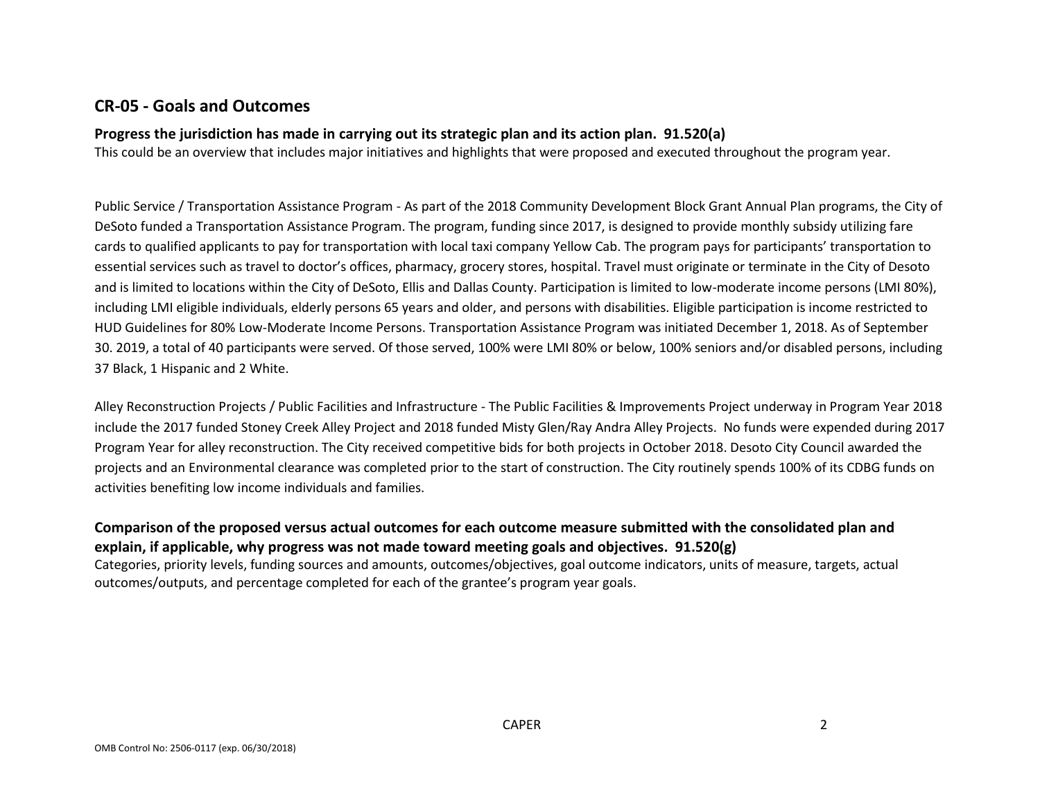## CR-05 - Goals and Outcomes

**Progress the jurisdiction has made in carrying out its strategic plan and its action plan. 91.520(a)**

This could be an overview that includes major initiatives and highlights that were proposed and executed throughout the program year.

Public Service / Transportation Assistance Program - As part of the 2018 Community Development Block Grant Annual Plan programs, the City of DeSoto funded a Transportation Assistance Program. The program, funding since 2017, is designed to provide monthly subsidy utilizing fare cards to qualified applicants to pay for transportation with local taxi company Yellow Cab. The program pays for participants' transportation to essential services such as travel to doctor's offices, pharmacy, grocery stores, hospital. Travel must originate or terminate in the City of Desoto and is limited to locations within the City of DeSoto, Ellis and Dallas County. Participation is limited to low-moderate income persons (LMI 80%), including LMI eligible individuals, elderly persons 65 years and older, and persons with disabilities. Eligible participation is income restricted to HUD Guidelines for 80% Low-Moderate Income Persons. Transportation Assistance Program was initiated December 1, 2018. As of September 30. 2019, a total of 40 participants were served. Of those served, 100% were LMI 80% or below, 100% seniors and/or disabled persons, including 37 Black, 1 Hispanic and 2 White.

Alley Reconstruction Projects / Public Facilities and Infrastructure - The Public Facilities & Improvements Project underway in Program Year 2018 include the 2017 funded Stoney Creek Alley Project and 2018 funded Misty Glen/Ray Andra Alley Projects. No funds were expended during 2017 Program Year for alley reconstruction. The City received competitive bids for both projects in October 2018. Desoto City Council awarded the projects and an Environmental clearance was completed prior to the start of construction. The City routinely spends 100% of its CDBG funds on activities benefiting low income individuals and families.

**Comparison of the proposed versus actual outcomes for each outcome measure submitted with the consolidated plan and explain, if applicable, why progress was not made toward meeting goals and objectives. 91.520(g)**

Categories, priority levels, funding sources and amounts, outcomes/objectives, goal outcome indicators, units of measure, targets, actual outcomes/outputs, and percentage completed for each of the grantee's program year goals.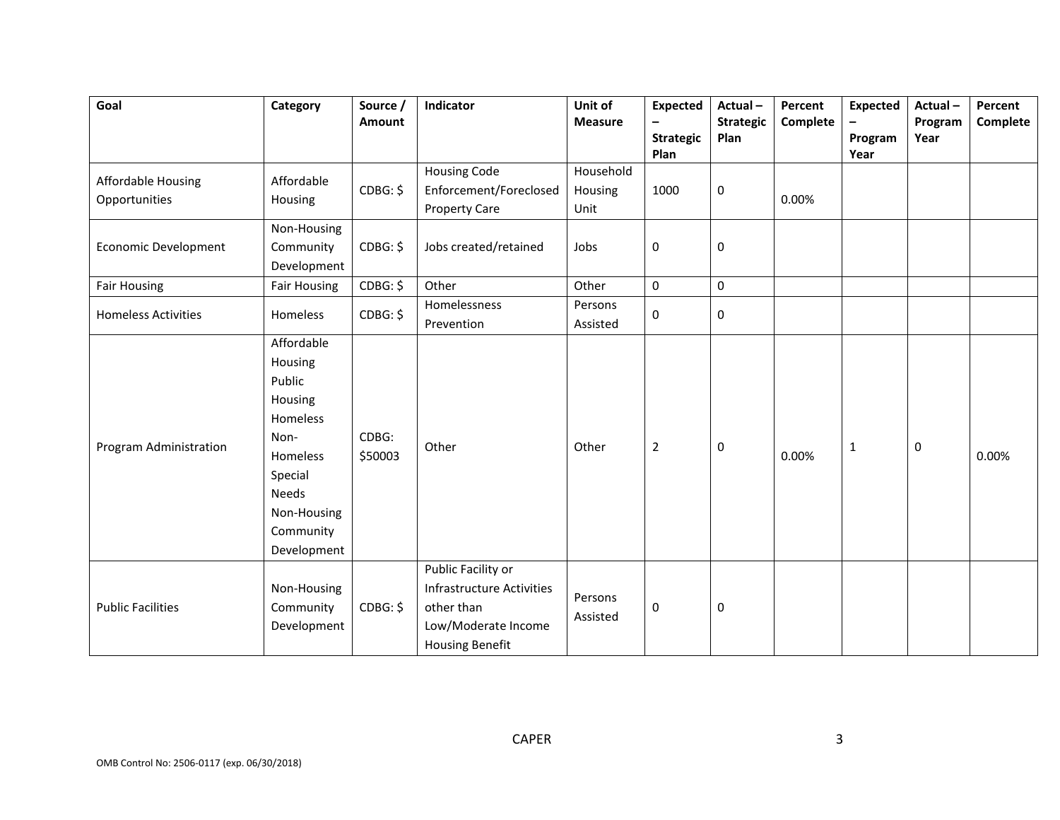| Goal | Category | Source / Amount | Indicator | Unit of Measure | Expected – Strategic Plan | Actual – Strategic Plan | Percent Complete | Expected – Program Year | Actual – Program Year | Percent Complete |
|---|---|---|---|---|---|---|---|---|---|---|
| Affordable Housing Opportunities | Affordable Housing | CDBG: $ | Housing Code Enforcement/Foreclosed Property Care | Household Housing Unit | 1000 | 0 | 0.00% | | | |
| Economic Development | Non-Housing Community Development | CDBG: $ | Jobs created/retained | Jobs | 0 | 0 | | | | |
| Fair Housing | Fair Housing | CDBG: $ | Other | Other | 0 | 0 | | | | |
| Homeless Activities | Homeless | CDBG: $ | Homelessness Prevention | Persons Assisted | 0 | 0 | | | | |
| Program Administration | Affordable Housing Public Housing Homeless Non-Homeless Special Needs Non-Housing Community Development | CDBG: $50003 | Other | Other | 2 | 0 | 0.00% | 1 | 0 | 0.00% |
| Public Facilities | Non-Housing Community Development | CDBG: $ | Public Facility or Infrastructure Activities other than Low/Moderate Income Housing Benefit | Persons Assisted | 0 | 0 | | | | |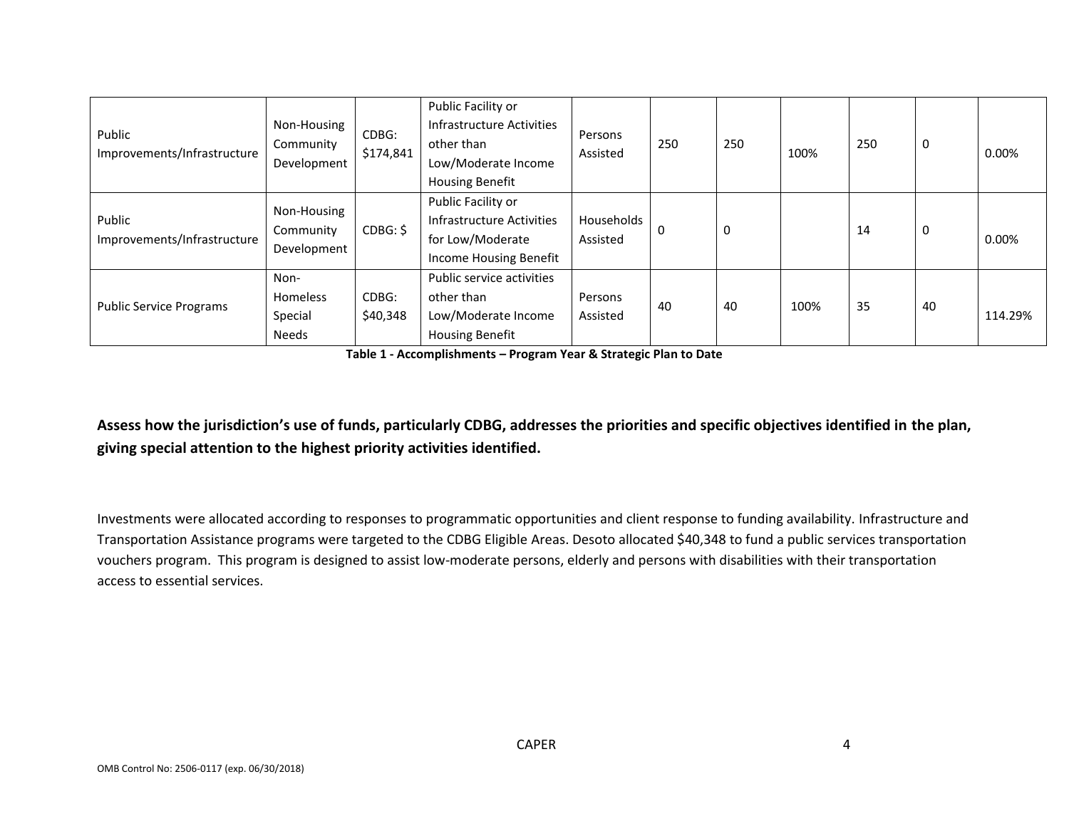| | | | | | | | | | | |
|---|---|---|---|---|---|---|---|---|---|---|
| Public Improvements/Infrastructure | Non-Housing Community Development | CDBG: $174,841 | Public Facility or Infrastructure Activities other than Low/Moderate Income Housing Benefit | Persons Assisted | 250 | 250 | 100% | 250 | 0 | 0.00% |
| Public Improvements/Infrastructure | Non-Housing Community Development | CDBG: $ | Public Facility or Infrastructure Activities for Low/Moderate Income Housing Benefit | Households Assisted | 0 | 0 | | 14 | 0 | 0.00% |
| Public Service Programs | Non-Homeless Special Needs | CDBG: $40,348 | Public service activities other than Low/Moderate Income Housing Benefit | Persons Assisted | 40 | 40 | 100% | 35 | 40 | 114.29% |

**Table 1 - Accomplishments – Program Year & Strategic Plan to Date**

**Assess how the jurisdiction's use of funds, particularly CDBG, addresses the priorities and specific objectives identified in the plan, giving special attention to the highest priority activities identified.**

Investments were allocated according to responses to programmatic opportunities and client response to funding availability. Infrastructure and Transportation Assistance programs were targeted to the CDBG Eligible Areas. Desoto allocated $40,348 to fund a public services transportation vouchers program. This program is designed to assist low-moderate persons, elderly and persons with disabilities with their transportation access to essential services.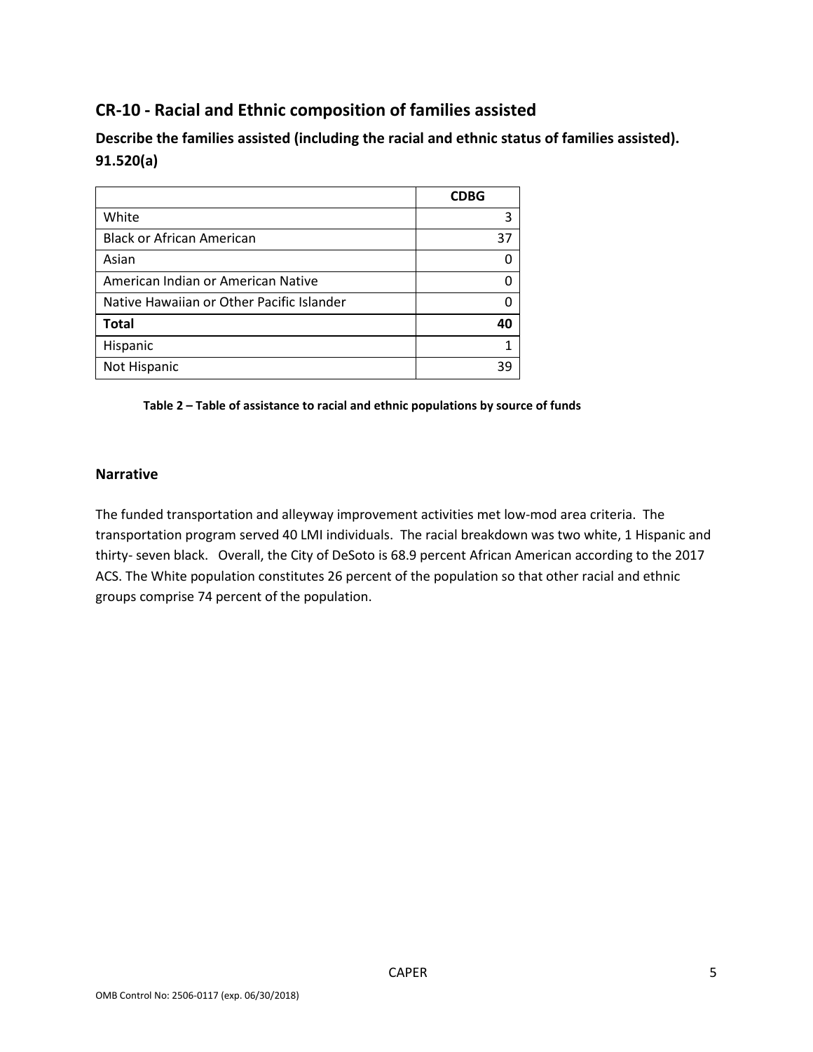## CR-10 - Racial and Ethnic composition of families assisted

### Describe the families assisted (including the racial and ethnic status of families assisted). 91.520(a)

| | CDBG |
|---|---|
| White | 3 |
| Black or African American | 37 |
| Asian | 0 |
| American Indian or American Native | 0 |
| Native Hawaiian or Other Pacific Islander | 0 |
| **Total** | **40** |
| Hispanic | 1 |
| Not Hispanic | 39 |

**Table 2 – Table of assistance to racial and ethnic populations by source of funds**

### Narrative

The funded transportation and alleyway improvement activities met low-mod area criteria. The transportation program served 40 LMI individuals. The racial breakdown was two white, 1 Hispanic and thirty- seven black. Overall, the City of DeSoto is 68.9 percent African American according to the 2017 ACS. The White population constitutes 26 percent of the population so that other racial and ethnic groups comprise 74 percent of the population.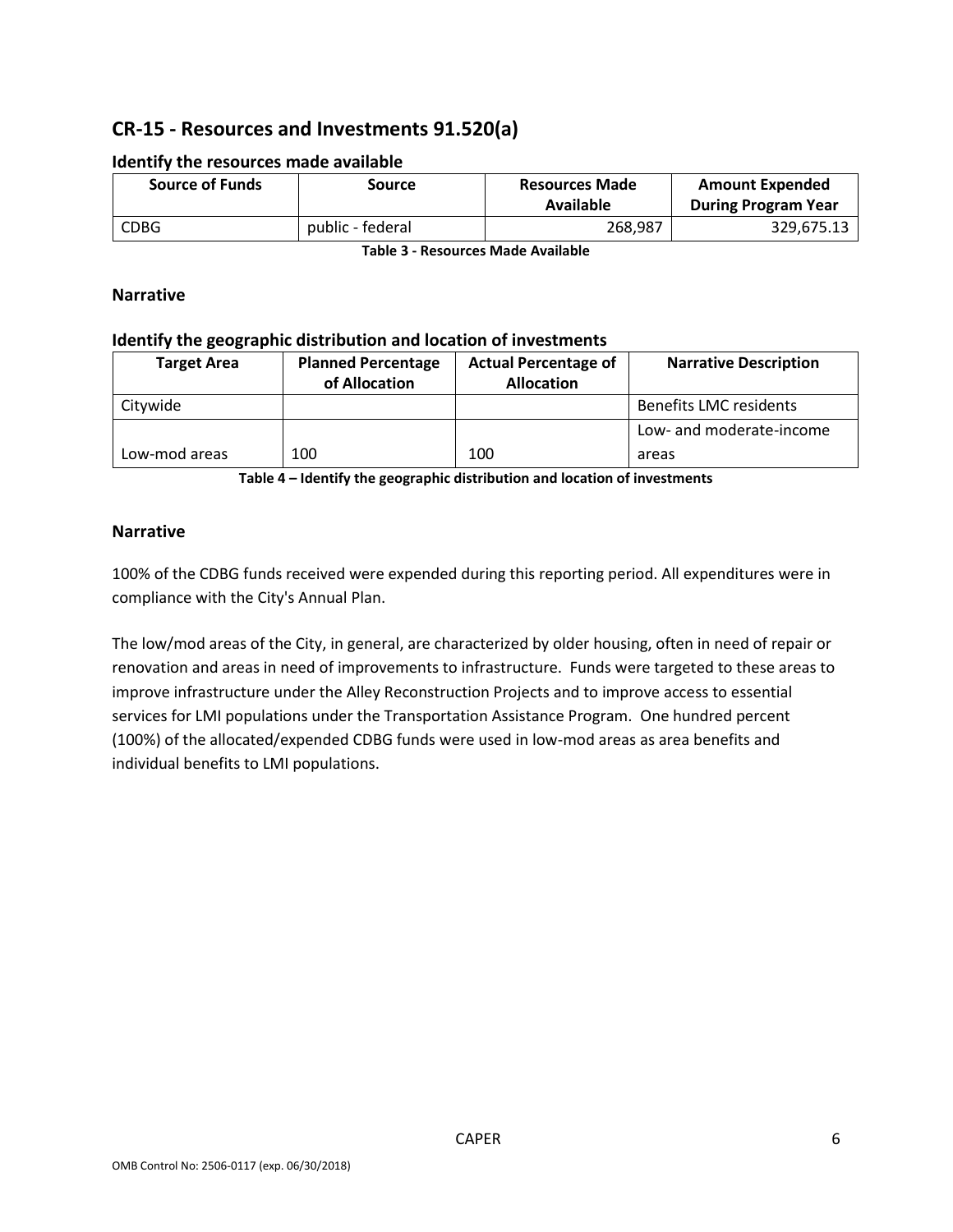## CR-15 - Resources and Investments 91.520(a)

### Identify the resources made available

| Source of Funds | Source | Resources Made Available | Amount Expended During Program Year |
|---|---|---|---|
| CDBG | public - federal | 268,987 | 329,675.13 |

**Table 3 - Resources Made Available**

### Narrative

### Identify the geographic distribution and location of investments

| Target Area | Planned Percentage of Allocation | Actual Percentage of Allocation | Narrative Description |
|---|---|---|---|
| Citywide | | | Benefits LMC residents |
| Low-mod areas | 100 | 100 | Low- and moderate-income areas |

**Table 4 – Identify the geographic distribution and location of investments**

### Narrative

100% of the CDBG funds received were expended during this reporting period. All expenditures were in compliance with the City's Annual Plan.

The low/mod areas of the City, in general, are characterized by older housing, often in need of repair or renovation and areas in need of improvements to infrastructure. Funds were targeted to these areas to improve infrastructure under the Alley Reconstruction Projects and to improve access to essential services for LMI populations under the Transportation Assistance Program. One hundred percent (100%) of the allocated/expended CDBG funds were used in low-mod areas as area benefits and individual benefits to LMI populations.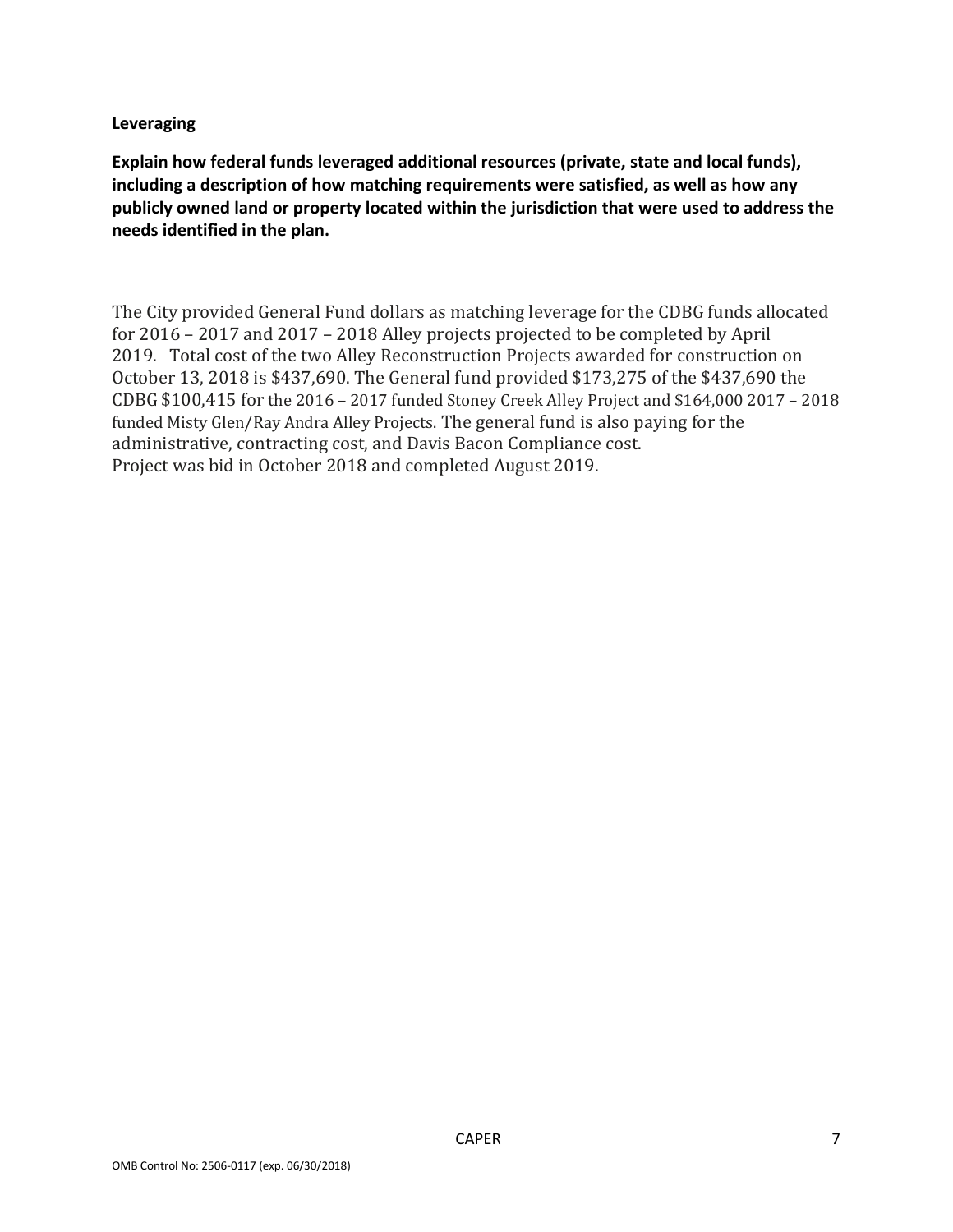**Leveraging**

**Explain how federal funds leveraged additional resources (private, state and local funds), including a description of how matching requirements were satisfied, as well as how any publicly owned land or property located within the jurisdiction that were used to address the needs identified in the plan.**

The City provided General Fund dollars as matching leverage for the CDBG funds allocated for 2016 – 2017 and 2017 – 2018 Alley projects projected to be completed by April 2019. Total cost of the two Alley Reconstruction Projects awarded for construction on October 13, 2018 is $437,690. The General fund provided $173,275 of the $437,690 the CDBG $100,415 for the 2016 – 2017 funded Stoney Creek Alley Project and $164,000 2017 – 2018 funded Misty Glen/Ray Andra Alley Projects. The general fund is also paying for the administrative, contracting cost, and Davis Bacon Compliance cost.
Project was bid in October 2018 and completed August 2019.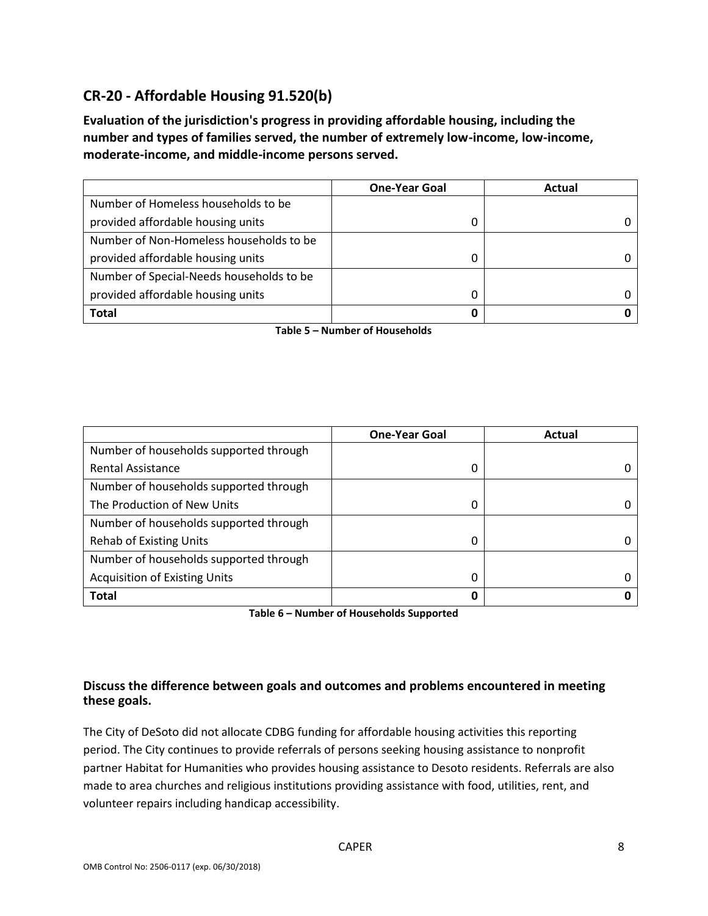## CR-20 - Affordable Housing 91.520(b)

**Evaluation of the jurisdiction's progress in providing affordable housing, including the number and types of families served, the number of extremely low-income, low-income, moderate-income, and middle-income persons served.**

| | One-Year Goal | Actual |
|---|---|---|
| Number of Homeless households to be provided affordable housing units | 0 | 0 |
| Number of Non-Homeless households to be provided affordable housing units | 0 | 0 |
| Number of Special-Needs households to be provided affordable housing units | 0 | 0 |
| **Total** | **0** | **0** |

**Table 5 – Number of Households**

| | One-Year Goal | Actual |
|---|---|---|
| Number of households supported through Rental Assistance | 0 | 0 |
| Number of households supported through The Production of New Units | 0 | 0 |
| Number of households supported through Rehab of Existing Units | 0 | 0 |
| Number of households supported through Acquisition of Existing Units | 0 | 0 |
| **Total** | **0** | **0** |

**Table 6 – Number of Households Supported**

### Discuss the difference between goals and outcomes and problems encountered in meeting these goals.

The City of DeSoto did not allocate CDBG funding for affordable housing activities this reporting period. The City continues to provide referrals of persons seeking housing assistance to nonprofit partner Habitat for Humanities who provides housing assistance to Desoto residents. Referrals are also made to area churches and religious institutions providing assistance with food, utilities, rent, and volunteer repairs including handicap accessibility.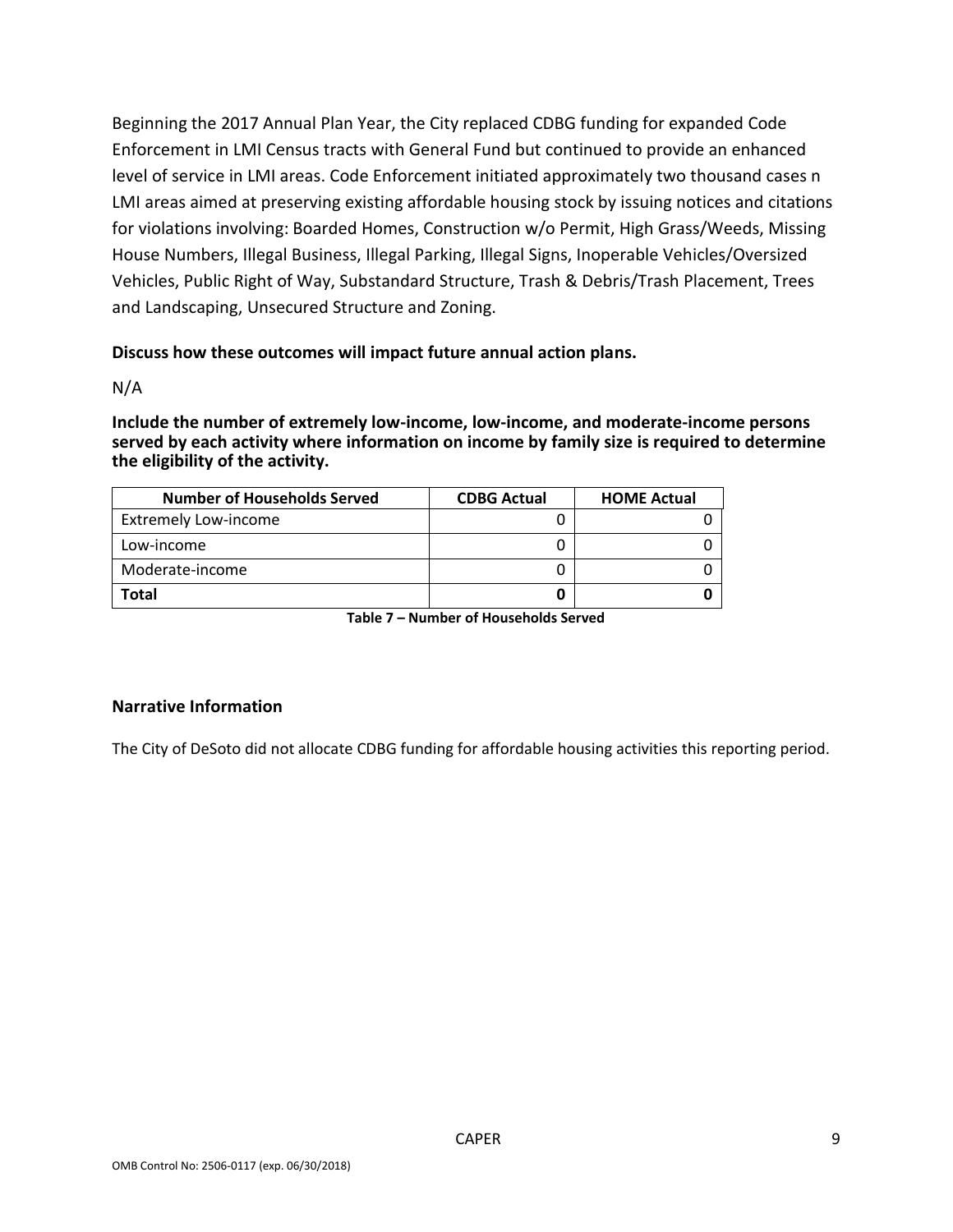Beginning the 2017 Annual Plan Year, the City replaced CDBG funding for expanded Code Enforcement in LMI Census tracts with General Fund but continued to provide an enhanced level of service in LMI areas. Code Enforcement initiated approximately two thousand cases n LMI areas aimed at preserving existing affordable housing stock by issuing notices and citations for violations involving: Boarded Homes, Construction w/o Permit, High Grass/Weeds, Missing House Numbers, Illegal Business, Illegal Parking, Illegal Signs, Inoperable Vehicles/Oversized Vehicles, Public Right of Way, Substandard Structure, Trash & Debris/Trash Placement, Trees and Landscaping, Unsecured Structure and Zoning.

**Discuss how these outcomes will impact future annual action plans.**

N/A

**Include the number of extremely low-income, low-income, and moderate-income persons served by each activity where information on income by family size is required to determine the eligibility of the activity.**

| Number of Households Served | CDBG Actual | HOME Actual |
|---|---|---|
| Extremely Low-income | 0 | 0 |
| Low-income | 0 | 0 |
| Moderate-income | 0 | 0 |
| **Total** | **0** | **0** |

**Table 7 – Number of Households Served**

### Narrative Information

The City of DeSoto did not allocate CDBG funding for affordable housing activities this reporting period.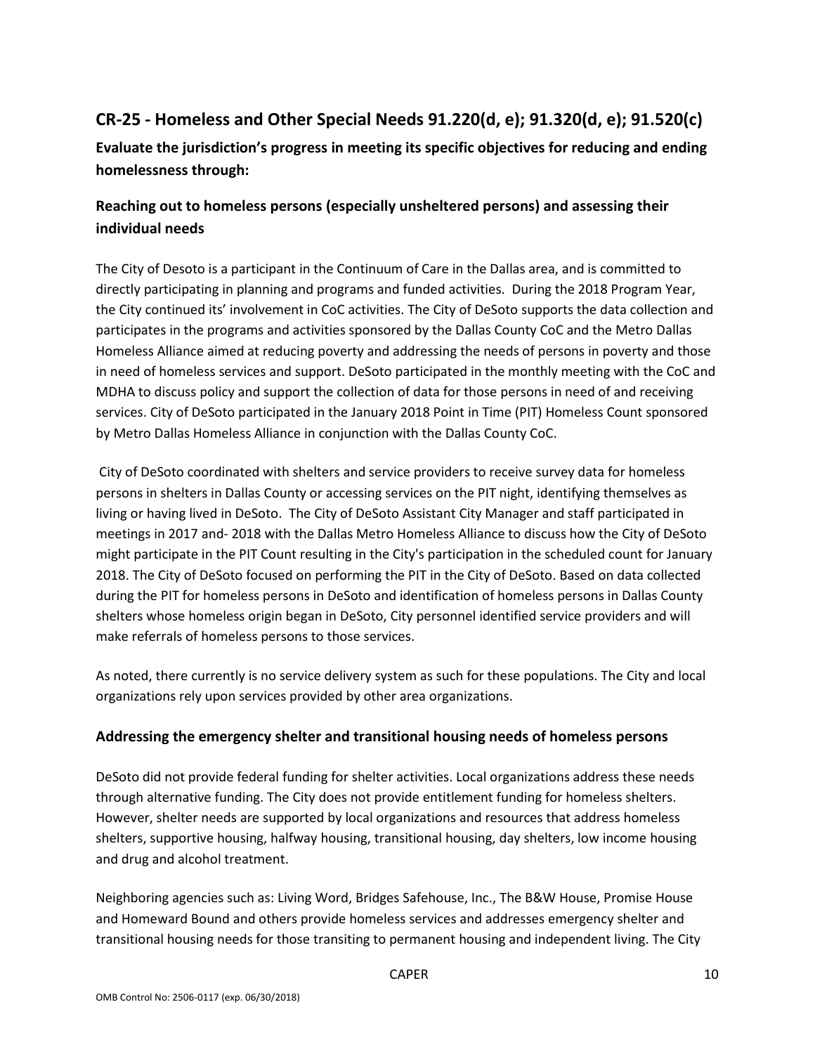## CR-25 - Homeless and Other Special Needs 91.220(d, e); 91.320(d, e); 91.520(c)

**Evaluate the jurisdiction's progress in meeting its specific objectives for reducing and ending homelessness through:**

### Reaching out to homeless persons (especially unsheltered persons) and assessing their individual needs

The City of Desoto is a participant in the Continuum of Care in the Dallas area, and is committed to directly participating in planning and programs and funded activities. During the 2018 Program Year, the City continued its' involvement in CoC activities. The City of DeSoto supports the data collection and participates in the programs and activities sponsored by the Dallas County CoC and the Metro Dallas Homeless Alliance aimed at reducing poverty and addressing the needs of persons in poverty and those in need of homeless services and support. DeSoto participated in the monthly meeting with the CoC and MDHA to discuss policy and support the collection of data for those persons in need of and receiving services. City of DeSoto participated in the January 2018 Point in Time (PIT) Homeless Count sponsored by Metro Dallas Homeless Alliance in conjunction with the Dallas County CoC.

City of DeSoto coordinated with shelters and service providers to receive survey data for homeless persons in shelters in Dallas County or accessing services on the PIT night, identifying themselves as living or having lived in DeSoto. The City of DeSoto Assistant City Manager and staff participated in meetings in 2017 and- 2018 with the Dallas Metro Homeless Alliance to discuss how the City of DeSoto might participate in the PIT Count resulting in the City's participation in the scheduled count for January 2018. The City of DeSoto focused on performing the PIT in the City of DeSoto. Based on data collected during the PIT for homeless persons in DeSoto and identification of homeless persons in Dallas County shelters whose homeless origin began in DeSoto, City personnel identified service providers and will make referrals of homeless persons to those services.

As noted, there currently is no service delivery system as such for these populations. The City and local organizations rely upon services provided by other area organizations.

### Addressing the emergency shelter and transitional housing needs of homeless persons

DeSoto did not provide federal funding for shelter activities. Local organizations address these needs through alternative funding. The City does not provide entitlement funding for homeless shelters. However, shelter needs are supported by local organizations and resources that address homeless shelters, supportive housing, halfway housing, transitional housing, day shelters, low income housing and drug and alcohol treatment.

Neighboring agencies such as: Living Word, Bridges Safehouse, Inc., The B&W House, Promise House and Homeward Bound and others provide homeless services and addresses emergency shelter and transitional housing needs for those transiting to permanent housing and independent living. The City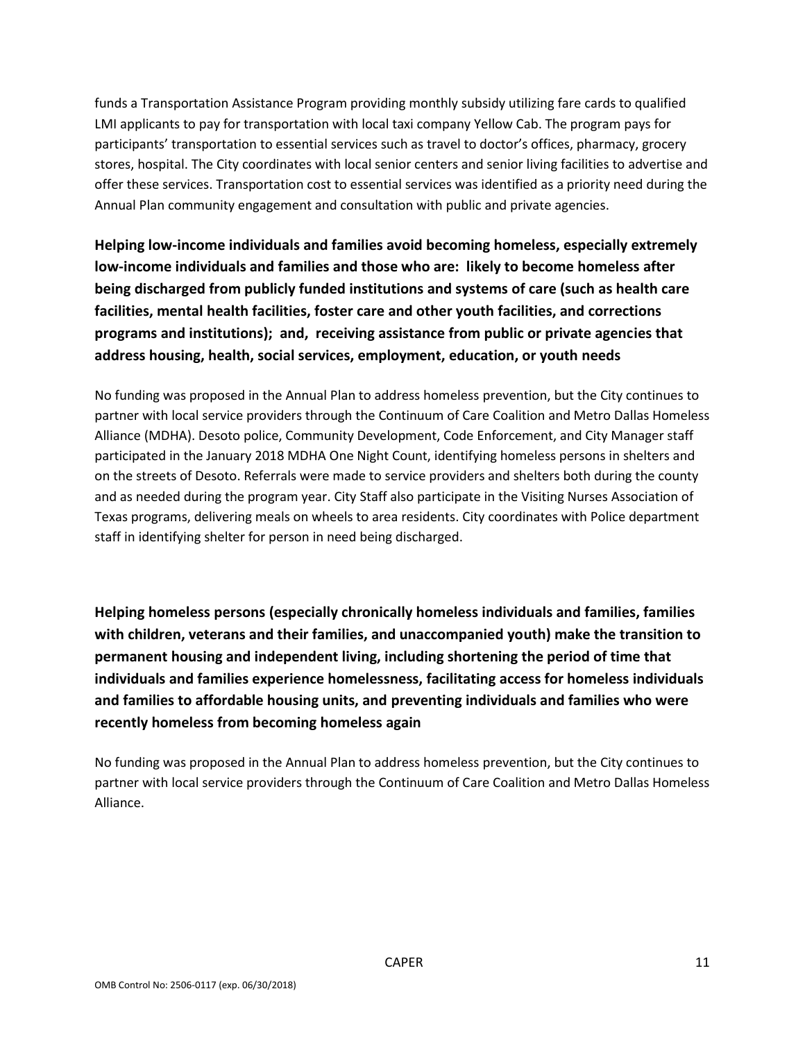funds a Transportation Assistance Program providing monthly subsidy utilizing fare cards to qualified LMI applicants to pay for transportation with local taxi company Yellow Cab. The program pays for participants' transportation to essential services such as travel to doctor's offices, pharmacy, grocery stores, hospital. The City coordinates with local senior centers and senior living facilities to advertise and offer these services. Transportation cost to essential services was identified as a priority need during the Annual Plan community engagement and consultation with public and private agencies.

**Helping low-income individuals and families avoid becoming homeless, especially extremely low-income individuals and families and those who are: likely to become homeless after being discharged from publicly funded institutions and systems of care (such as health care facilities, mental health facilities, foster care and other youth facilities, and corrections programs and institutions); and, receiving assistance from public or private agencies that address housing, health, social services, employment, education, or youth needs**

No funding was proposed in the Annual Plan to address homeless prevention, but the City continues to partner with local service providers through the Continuum of Care Coalition and Metro Dallas Homeless Alliance (MDHA). Desoto police, Community Development, Code Enforcement, and City Manager staff participated in the January 2018 MDHA One Night Count, identifying homeless persons in shelters and on the streets of Desoto. Referrals were made to service providers and shelters both during the county and as needed during the program year. City Staff also participate in the Visiting Nurses Association of Texas programs, delivering meals on wheels to area residents. City coordinates with Police department staff in identifying shelter for person in need being discharged.

**Helping homeless persons (especially chronically homeless individuals and families, families with children, veterans and their families, and unaccompanied youth) make the transition to permanent housing and independent living, including shortening the period of time that individuals and families experience homelessness, facilitating access for homeless individuals and families to affordable housing units, and preventing individuals and families who were recently homeless from becoming homeless again**

No funding was proposed in the Annual Plan to address homeless prevention, but the City continues to partner with local service providers through the Continuum of Care Coalition and Metro Dallas Homeless Alliance.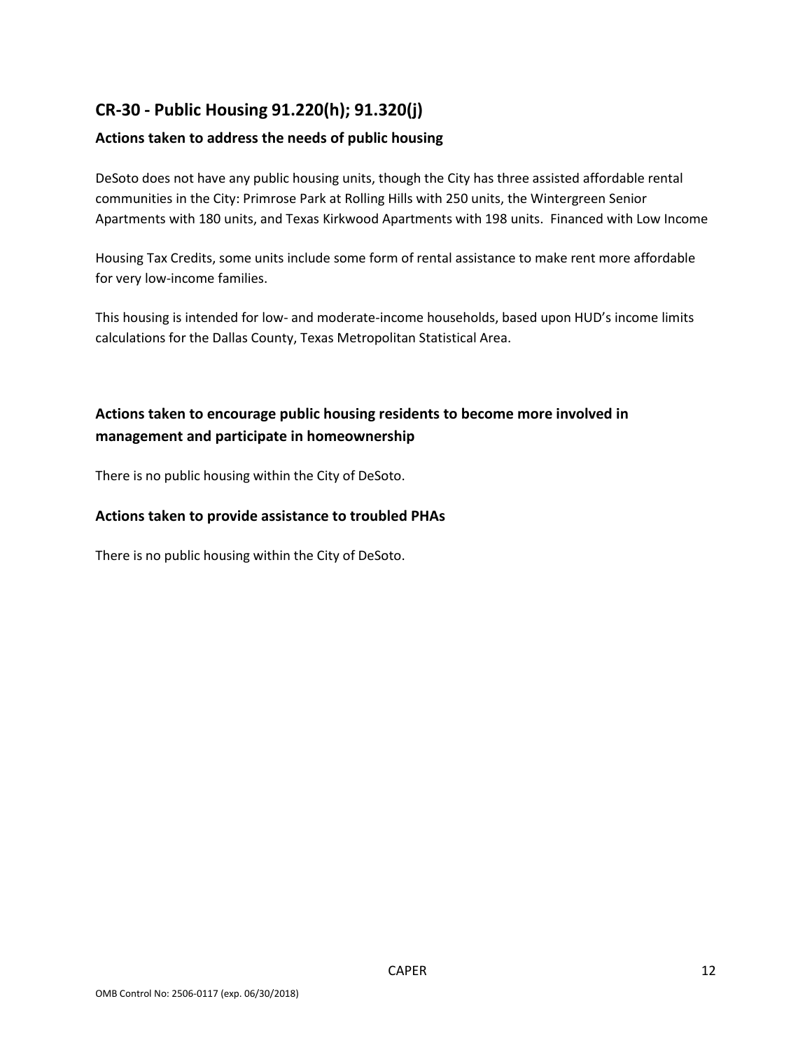## CR-30 - Public Housing 91.220(h); 91.320(j)

### Actions taken to address the needs of public housing

DeSoto does not have any public housing units, though the City has three assisted affordable rental communities in the City: Primrose Park at Rolling Hills with 250 units, the Wintergreen Senior Apartments with 180 units, and Texas Kirkwood Apartments with 198 units. Financed with Low Income

Housing Tax Credits, some units include some form of rental assistance to make rent more affordable for very low-income families.

This housing is intended for low- and moderate-income households, based upon HUD's income limits calculations for the Dallas County, Texas Metropolitan Statistical Area.

### Actions taken to encourage public housing residents to become more involved in management and participate in homeownership

There is no public housing within the City of DeSoto.

### Actions taken to provide assistance to troubled PHAs

There is no public housing within the City of DeSoto.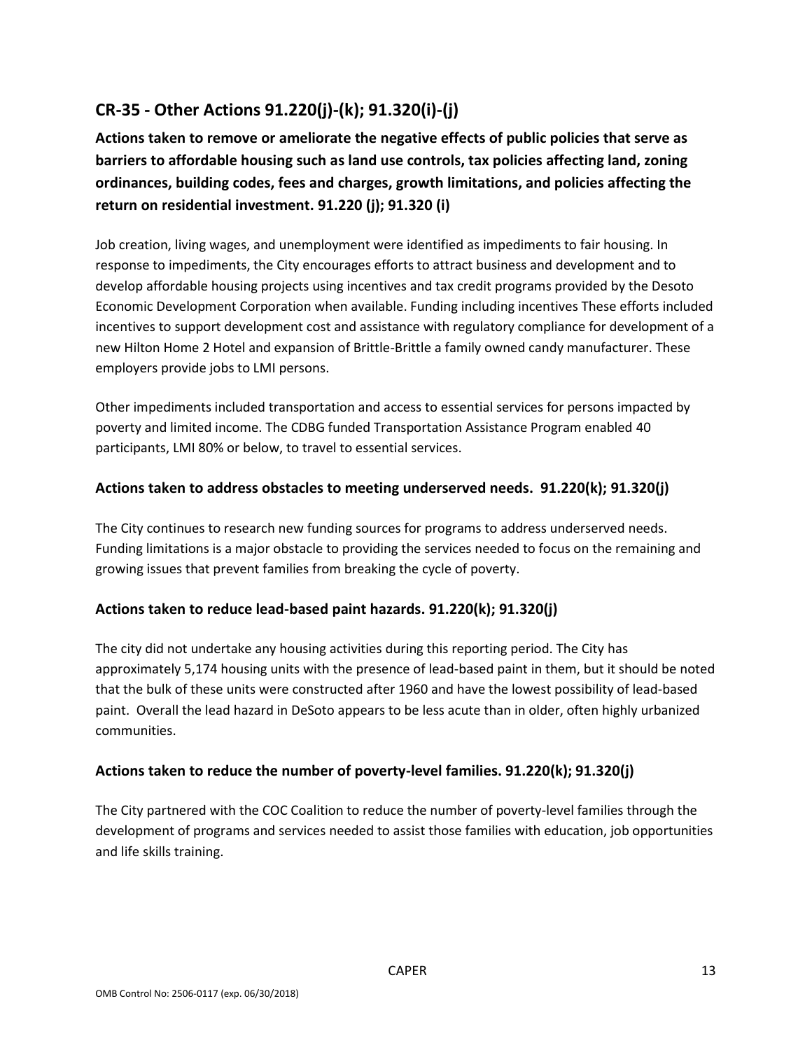## CR-35 - Other Actions 91.220(j)-(k); 91.320(i)-(j)

### Actions taken to remove or ameliorate the negative effects of public policies that serve as barriers to affordable housing such as land use controls, tax policies affecting land, zoning ordinances, building codes, fees and charges, growth limitations, and policies affecting the return on residential investment. 91.220 (j); 91.320 (i)

Job creation, living wages, and unemployment were identified as impediments to fair housing. In response to impediments, the City encourages efforts to attract business and development and to develop affordable housing projects using incentives and tax credit programs provided by the Desoto Economic Development Corporation when available. Funding including incentives These efforts included incentives to support development cost and assistance with regulatory compliance for development of a new Hilton Home 2 Hotel and expansion of Brittle-Brittle a family owned candy manufacturer. These employers provide jobs to LMI persons.

Other impediments included transportation and access to essential services for persons impacted by poverty and limited income. The CDBG funded Transportation Assistance Program enabled 40 participants, LMI 80% or below, to travel to essential services.

### Actions taken to address obstacles to meeting underserved needs. 91.220(k); 91.320(j)

The City continues to research new funding sources for programs to address underserved needs. Funding limitations is a major obstacle to providing the services needed to focus on the remaining and growing issues that prevent families from breaking the cycle of poverty.

### Actions taken to reduce lead-based paint hazards. 91.220(k); 91.320(j)

The city did not undertake any housing activities during this reporting period. The City has approximately 5,174 housing units with the presence of lead-based paint in them, but it should be noted that the bulk of these units were constructed after 1960 and have the lowest possibility of lead-based paint. Overall the lead hazard in DeSoto appears to be less acute than in older, often highly urbanized communities.

### Actions taken to reduce the number of poverty-level families. 91.220(k); 91.320(j)

The City partnered with the COC Coalition to reduce the number of poverty-level families through the development of programs and services needed to assist those families with education, job opportunities and life skills training.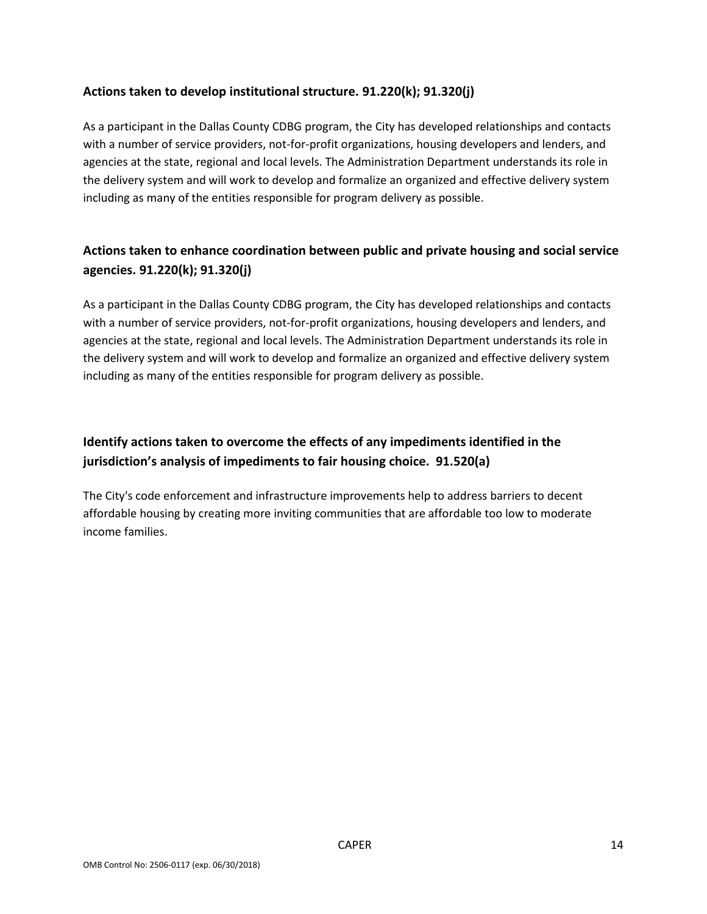## Actions taken to develop institutional structure. 91.220(k); 91.320(j)

As a participant in the Dallas County CDBG program, the City has developed relationships and contacts with a number of service providers, not-for-profit organizations, housing developers and lenders, and agencies at the state, regional and local levels. The Administration Department understands its role in the delivery system and will work to develop and formalize an organized and effective delivery system including as many of the entities responsible for program delivery as possible.

## Actions taken to enhance coordination between public and private housing and social service agencies. 91.220(k); 91.320(j)

As a participant in the Dallas County CDBG program, the City has developed relationships and contacts with a number of service providers, not-for-profit organizations, housing developers and lenders, and agencies at the state, regional and local levels. The Administration Department understands its role in the delivery system and will work to develop and formalize an organized and effective delivery system including as many of the entities responsible for program delivery as possible.

## Identify actions taken to overcome the effects of any impediments identified in the jurisdiction's analysis of impediments to fair housing choice. 91.520(a)

The City's code enforcement and infrastructure improvements help to address barriers to decent affordable housing by creating more inviting communities that are affordable too low to moderate income families.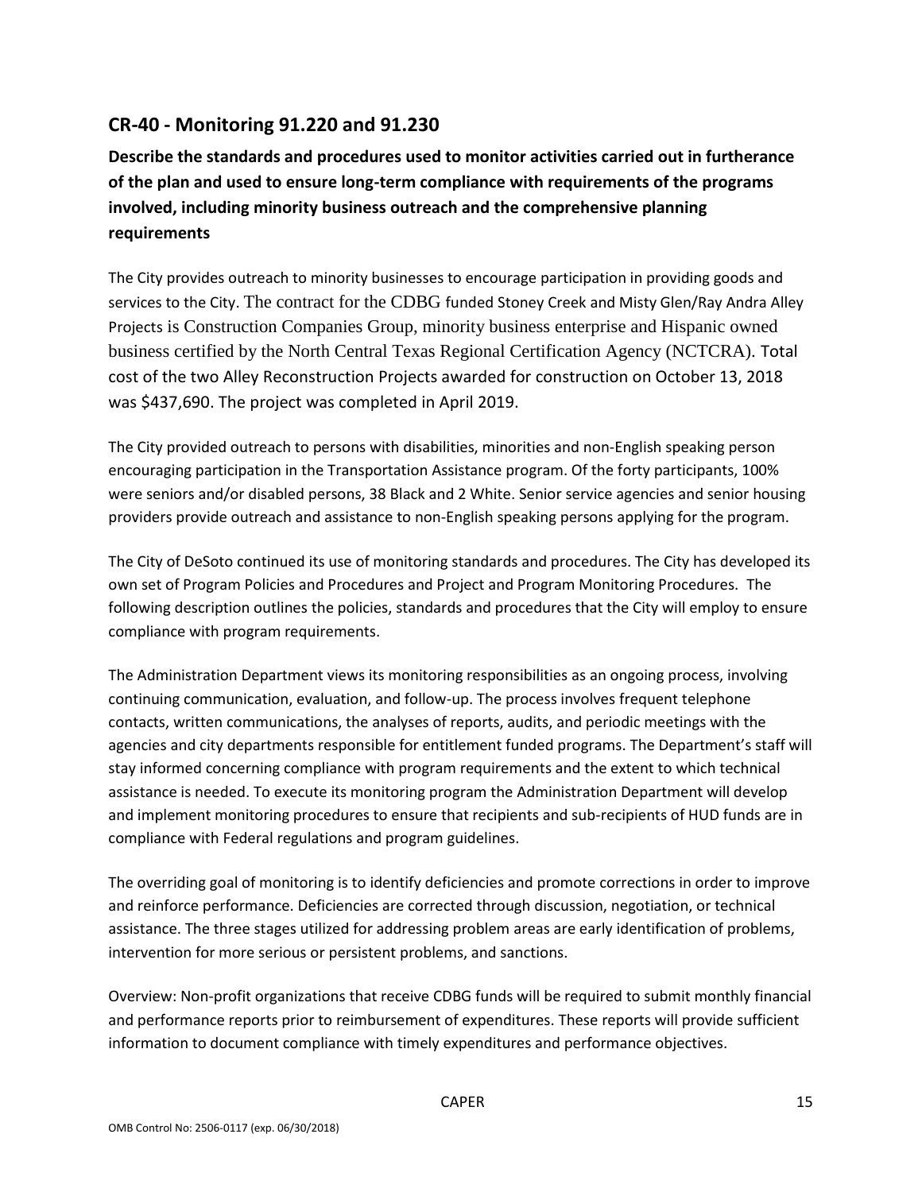## CR-40 - Monitoring 91.220 and 91.230

**Describe the standards and procedures used to monitor activities carried out in furtherance of the plan and used to ensure long-term compliance with requirements of the programs involved, including minority business outreach and the comprehensive planning requirements**

The City provides outreach to minority businesses to encourage participation in providing goods and services to the City. The contract for the CDBG funded Stoney Creek and Misty Glen/Ray Andra Alley Projects is Construction Companies Group, minority business enterprise and Hispanic owned business certified by the North Central Texas Regional Certification Agency (NCTCRA). Total cost of the two Alley Reconstruction Projects awarded for construction on October 13, 2018 was $437,690. The project was completed in April 2019.

The City provided outreach to persons with disabilities, minorities and non-English speaking person encouraging participation in the Transportation Assistance program. Of the forty participants, 100% were seniors and/or disabled persons, 38 Black and 2 White. Senior service agencies and senior housing providers provide outreach and assistance to non-English speaking persons applying for the program.

The City of DeSoto continued its use of monitoring standards and procedures. The City has developed its own set of Program Policies and Procedures and Project and Program Monitoring Procedures. The following description outlines the policies, standards and procedures that the City will employ to ensure compliance with program requirements.

The Administration Department views its monitoring responsibilities as an ongoing process, involving continuing communication, evaluation, and follow-up. The process involves frequent telephone contacts, written communications, the analyses of reports, audits, and periodic meetings with the agencies and city departments responsible for entitlement funded programs. The Department's staff will stay informed concerning compliance with program requirements and the extent to which technical assistance is needed. To execute its monitoring program the Administration Department will develop and implement monitoring procedures to ensure that recipients and sub-recipients of HUD funds are in compliance with Federal regulations and program guidelines.

The overriding goal of monitoring is to identify deficiencies and promote corrections in order to improve and reinforce performance. Deficiencies are corrected through discussion, negotiation, or technical assistance. The three stages utilized for addressing problem areas are early identification of problems, intervention for more serious or persistent problems, and sanctions.

Overview: Non-profit organizations that receive CDBG funds will be required to submit monthly financial and performance reports prior to reimbursement of expenditures. These reports will provide sufficient information to document compliance with timely expenditures and performance objectives.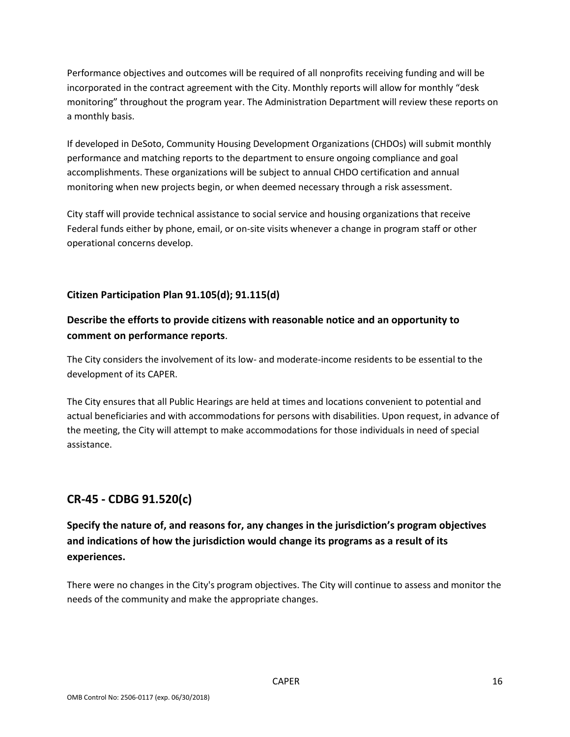Performance objectives and outcomes will be required of all nonprofits receiving funding and will be incorporated in the contract agreement with the City. Monthly reports will allow for monthly "desk monitoring" throughout the program year. The Administration Department will review these reports on a monthly basis.

If developed in DeSoto, Community Housing Development Organizations (CHDOs) will submit monthly performance and matching reports to the department to ensure ongoing compliance and goal accomplishments. These organizations will be subject to annual CHDO certification and annual monitoring when new projects begin, or when deemed necessary through a risk assessment.

City staff will provide technical assistance to social service and housing organizations that receive Federal funds either by phone, email, or on-site visits whenever a change in program staff or other operational concerns develop.

### Citizen Participation Plan 91.105(d); 91.115(d)

### Describe the efforts to provide citizens with reasonable notice and an opportunity to comment on performance reports.

The City considers the involvement of its low- and moderate-income residents to be essential to the development of its CAPER.

The City ensures that all Public Hearings are held at times and locations convenient to potential and actual beneficiaries and with accommodations for persons with disabilities. Upon request, in advance of the meeting, the City will attempt to make accommodations for those individuals in need of special assistance.

## CR-45 - CDBG 91.520(c)

### Specify the nature of, and reasons for, any changes in the jurisdiction's program objectives and indications of how the jurisdiction would change its programs as a result of its experiences.

There were no changes in the City's program objectives. The City will continue to assess and monitor the needs of the community and make the appropriate changes.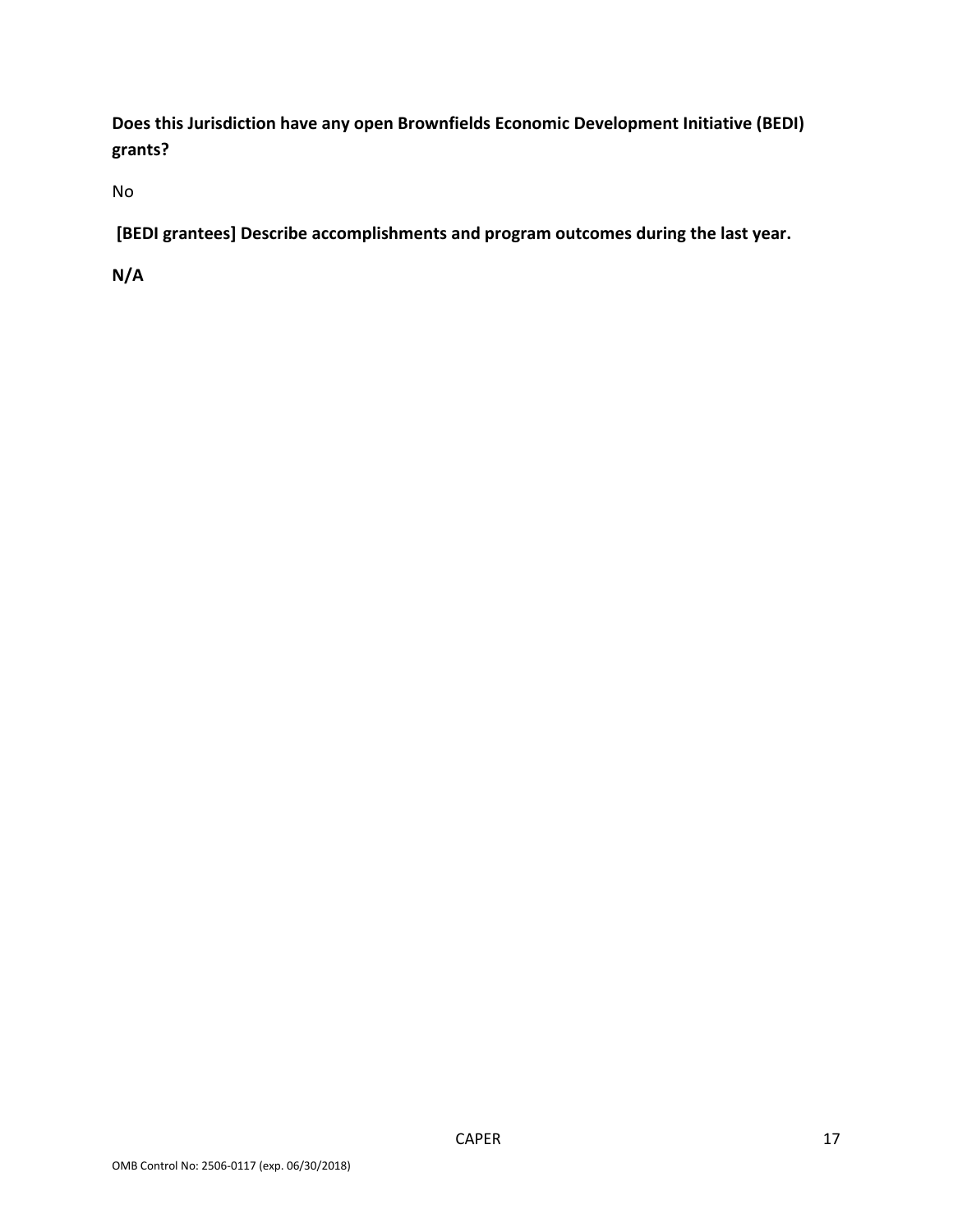**Does this Jurisdiction have any open Brownfields Economic Development Initiative (BEDI) grants?**

No

**[BEDI grantees] Describe accomplishments and program outcomes during the last year.**

**N/A**